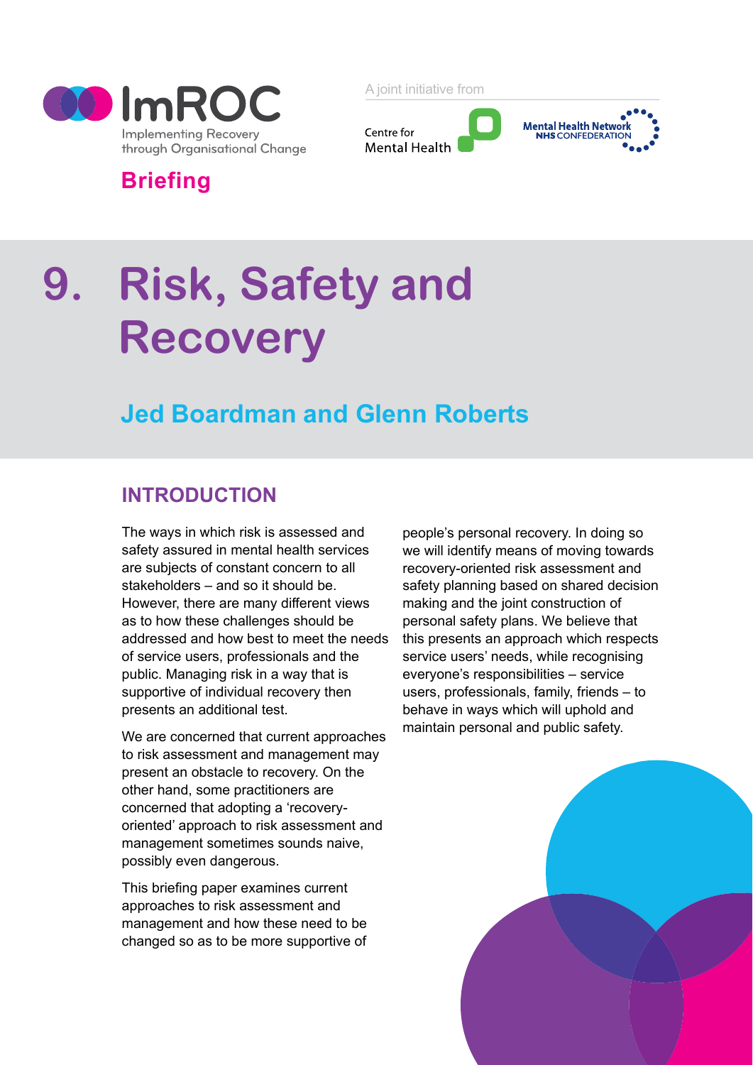ImROC

Implementing Recovery through Organisational Change

A joint initiative from

Centre for Mental Health

Mental Health Network NHS CONFEDERATION

**Briefing**

# 9. Risk, Safety and Recovery

## Jed Boardman and Glenn Roberts

## INTRODUCTION

The ways in which risk is assessed and safety assured in mental health services are subjects of constant concern to all stakeholders – and so it should be. However, there are many different views as to how these challenges should be addressed and how best to meet the needs of service users, professionals and the public. Managing risk in a way that is supportive of individual recovery then presents an additional test.

We are concerned that current approaches to risk assessment and management may present an obstacle to recovery. On the other hand, some practitioners are concerned that adopting a 'recovery-oriented' approach to risk assessment and management sometimes sounds naive, possibly even dangerous.

This briefing paper examines current approaches to risk assessment and management and how these need to be changed so as to be more supportive of people's personal recovery. In doing so we will identify means of moving towards recovery-oriented risk assessment and safety planning based on shared decision making and the joint construction of personal safety plans. We believe that this presents an approach which respects service users' needs, while recognising everyone's responsibilities – service users, professionals, family, friends – to behave in ways which will uphold and maintain personal and public safety.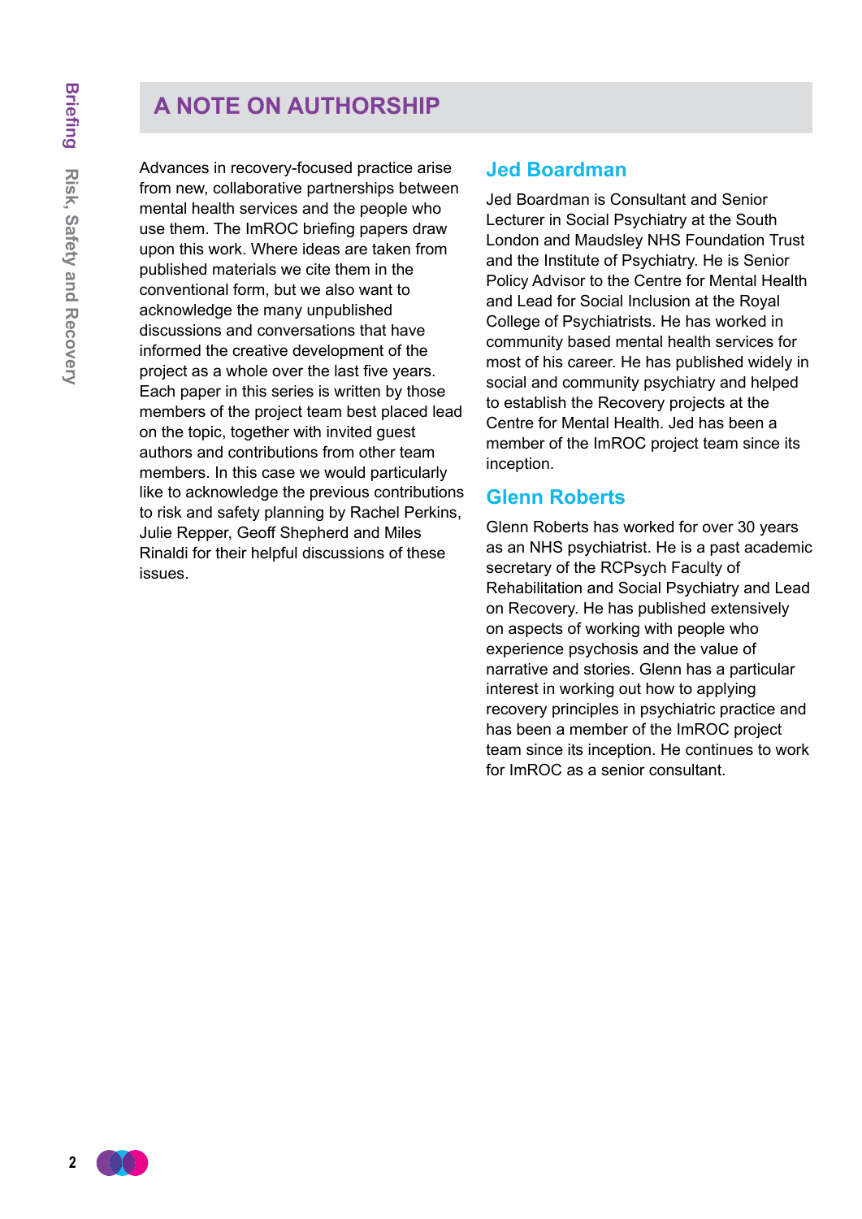# A NOTE ON AUTHORSHIP

Advances in recovery-focused practice arise from new, collaborative partnerships between mental health services and the people who use them. The ImROC briefing papers draw upon this work. Where ideas are taken from published materials we cite them in the conventional form, but we also want to acknowledge the many unpublished discussions and conversations that have informed the creative development of the project as a whole over the last five years. Each paper in this series is written by those members of the project team best placed lead on the topic, together with invited guest authors and contributions from other team members. In this case we would particularly like to acknowledge the previous contributions to risk and safety planning by Rachel Perkins, Julie Repper, Geoff Shepherd and Miles Rinaldi for their helpful discussions of these issues.

## Jed Boardman

Jed Boardman is Consultant and Senior Lecturer in Social Psychiatry at the South London and Maudsley NHS Foundation Trust and the Institute of Psychiatry. He is Senior Policy Advisor to the Centre for Mental Health and Lead for Social Inclusion at the Royal College of Psychiatrists. He has worked in community based mental health services for most of his career. He has published widely in social and community psychiatry and helped to establish the Recovery projects at the Centre for Mental Health. Jed has been a member of the ImROC project team since its inception.

## Glenn Roberts

Glenn Roberts has worked for over 30 years as an NHS psychiatrist. He is a past academic secretary of the RCPsych Faculty of Rehabilitation and Social Psychiatry and Lead on Recovery. He has published extensively on aspects of working with people who experience psychosis and the value of narrative and stories. Glenn has a particular interest in working out how to applying recovery principles in psychiatric practice and has been a member of the ImROC project team since its inception. He continues to work for ImROC as a senior consultant.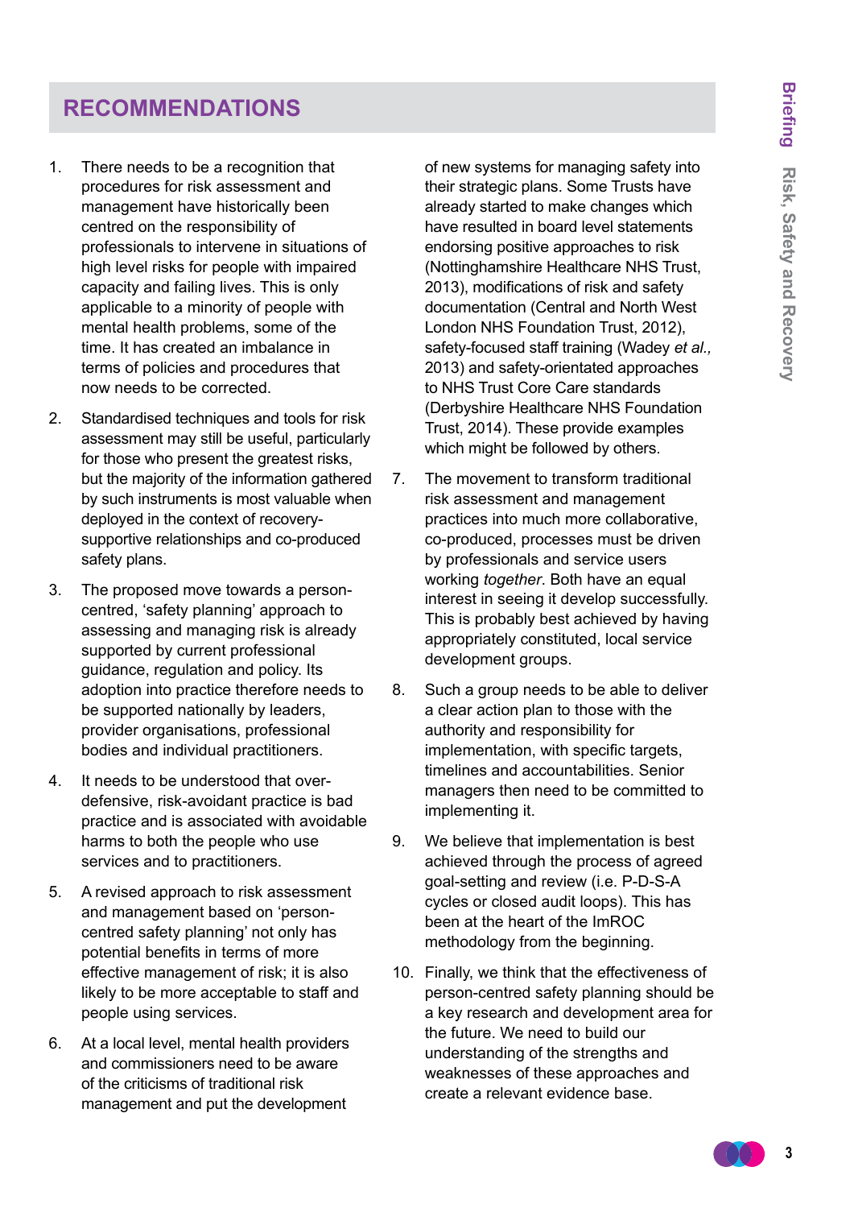## RECOMMENDATIONS

1. There needs to be a recognition that procedures for risk assessment and management have historically been centred on the responsibility of professionals to intervene in situations of high level risks for people with impaired capacity and failing lives. This is only applicable to a minority of people with mental health problems, some of the time. It has created an imbalance in terms of policies and procedures that now needs to be corrected.

2. Standardised techniques and tools for risk assessment may still be useful, particularly for those who present the greatest risks, but the majority of the information gathered by such instruments is most valuable when deployed in the context of recovery-supportive relationships and co-produced safety plans.

3. The proposed move towards a person-centred, 'safety planning' approach to assessing and managing risk is already supported by current professional guidance, regulation and policy. Its adoption into practice therefore needs to be supported nationally by leaders, provider organisations, professional bodies and individual practitioners.

4. It needs to be understood that over-defensive, risk-avoidant practice is bad practice and is associated with avoidable harms to both the people who use services and to practitioners.

5. A revised approach to risk assessment and management based on 'person-centred safety planning' not only has potential benefits in terms of more effective management of risk; it is also likely to be more acceptable to staff and people using services.

6. At a local level, mental health providers and commissioners need to be aware of the criticisms of traditional risk management and put the development of new systems for managing safety into their strategic plans. Some Trusts have already started to make changes which have resulted in board level statements endorsing positive approaches to risk (Nottinghamshire Healthcare NHS Trust, 2013), modifications of risk and safety documentation (Central and North West London NHS Foundation Trust, 2012), safety-focused staff training (Wadey *et al.,* 2013) and safety-orientated approaches to NHS Trust Core Care standards (Derbyshire Healthcare NHS Foundation Trust, 2014). These provide examples which might be followed by others.

7. The movement to transform traditional risk assessment and management practices into much more collaborative, co-produced, processes must be driven by professionals and service users working *together*. Both have an equal interest in seeing it develop successfully. This is probably best achieved by having appropriately constituted, local service development groups.

8. Such a group needs to be able to deliver a clear action plan to those with the authority and responsibility for implementation, with specific targets, timelines and accountabilities. Senior managers then need to be committed to implementing it.

9. We believe that implementation is best achieved through the process of agreed goal-setting and review (i.e. P-D-S-A cycles or closed audit loops). This has been at the heart of the ImROC methodology from the beginning.

10. Finally, we think that the effectiveness of person-centred safety planning should be a key research and development area for the future. We need to build our understanding of the strengths and weaknesses of these approaches and create a relevant evidence base.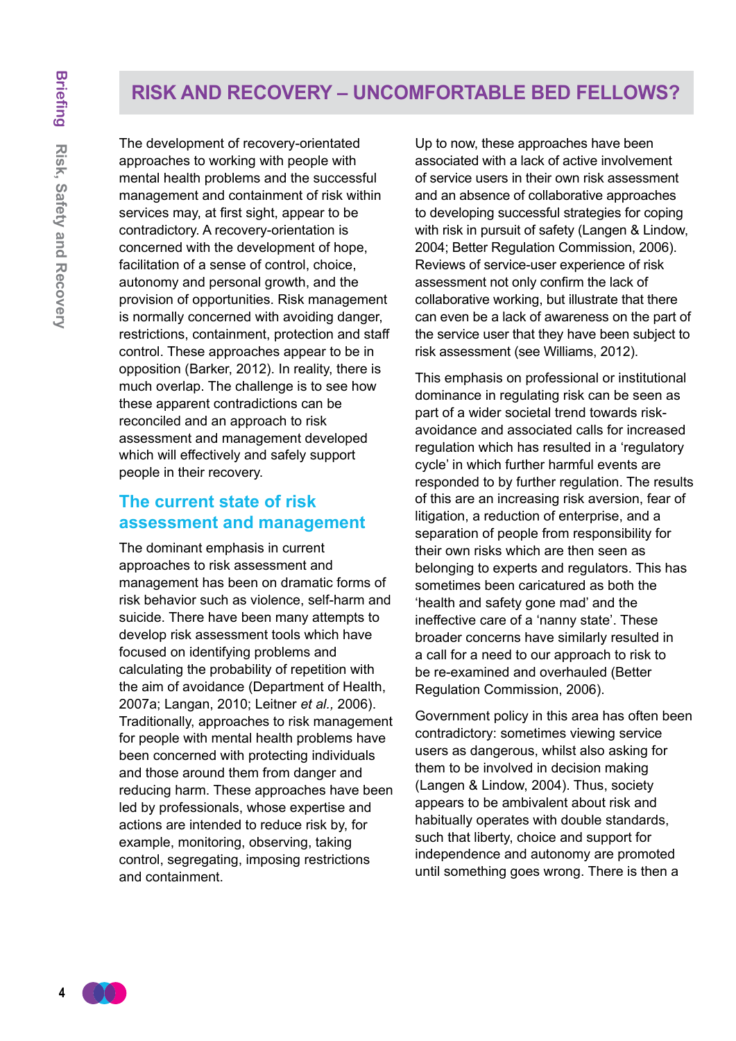## RISK AND RECOVERY – UNCOMFORTABLE BED FELLOWS?

The development of recovery-orientated approaches to working with people with mental health problems and the successful management and containment of risk within services may, at first sight, appear to be contradictory. A recovery-orientation is concerned with the development of hope, facilitation of a sense of control, choice, autonomy and personal growth, and the provision of opportunities. Risk management is normally concerned with avoiding danger, restrictions, containment, protection and staff control. These approaches appear to be in opposition (Barker, 2012). In reality, there is much overlap. The challenge is to see how these apparent contradictions can be reconciled and an approach to risk assessment and management developed which will effectively and safely support people in their recovery.

### The current state of risk assessment and management

The dominant emphasis in current approaches to risk assessment and management has been on dramatic forms of risk behavior such as violence, self-harm and suicide. There have been many attempts to develop risk assessment tools which have focused on identifying problems and calculating the probability of repetition with the aim of avoidance (Department of Health, 2007a; Langan, 2010; Leitner *et al.,* 2006). Traditionally, approaches to risk management for people with mental health problems have been concerned with protecting individuals and those around them from danger and reducing harm. These approaches have been led by professionals, whose expertise and actions are intended to reduce risk by, for example, monitoring, observing, taking control, segregating, imposing restrictions and containment.

Up to now, these approaches have been associated with a lack of active involvement of service users in their own risk assessment and an absence of collaborative approaches to developing successful strategies for coping with risk in pursuit of safety (Langen & Lindow, 2004; Better Regulation Commission, 2006). Reviews of service-user experience of risk assessment not only confirm the lack of collaborative working, but illustrate that there can even be a lack of awareness on the part of the service user that they have been subject to risk assessment (see Williams, 2012).

This emphasis on professional or institutional dominance in regulating risk can be seen as part of a wider societal trend towards risk-avoidance and associated calls for increased regulation which has resulted in a 'regulatory cycle' in which further harmful events are responded to by further regulation. The results of this are an increasing risk aversion, fear of litigation, a reduction of enterprise, and a separation of people from responsibility for their own risks which are then seen as belonging to experts and regulators. This has sometimes been caricatured as both the 'health and safety gone mad' and the ineffective care of a 'nanny state'. These broader concerns have similarly resulted in a call for a need to our approach to risk to be re-examined and overhauled (Better Regulation Commission, 2006).

Government policy in this area has often been contradictory: sometimes viewing service users as dangerous, whilst also asking for them to be involved in decision making (Langen & Lindow, 2004). Thus, society appears to be ambivalent about risk and habitually operates with double standards, such that liberty, choice and support for independence and autonomy are promoted until something goes wrong. There is then a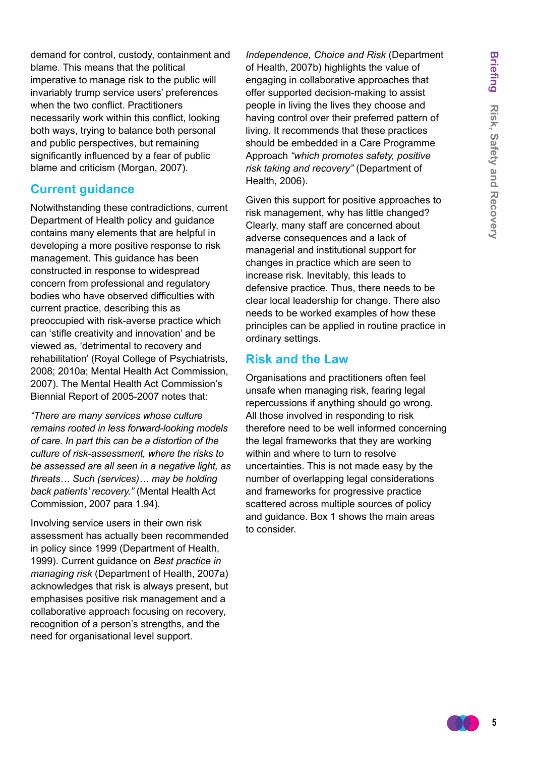demand for control, custody, containment and blame. This means that the political imperative to manage risk to the public will invariably trump service users' preferences when the two conflict. Practitioners necessarily work within this conflict, looking both ways, trying to balance both personal and public perspectives, but remaining significantly influenced by a fear of public blame and criticism (Morgan, 2007).

## Current guidance

Notwithstanding these contradictions, current Department of Health policy and guidance contains many elements that are helpful in developing a more positive response to risk management. This guidance has been constructed in response to widespread concern from professional and regulatory bodies who have observed difficulties with current practice, describing this as preoccupied with risk-averse practice which can 'stifle creativity and innovation' and be viewed as, 'detrimental to recovery and rehabilitation' (Royal College of Psychiatrists, 2008; 2010a; Mental Health Act Commission, 2007). The Mental Health Act Commission's Biennial Report of 2005-2007 notes that:

*"There are many services whose culture remains rooted in less forward-looking models of care. In part this can be a distortion of the culture of risk-assessment, where the risks to be assessed are all seen in a negative light, as threats… Such (services)… may be holding back patients' recovery."* (Mental Health Act Commission, 2007 para 1.94).

Involving service users in their own risk assessment has actually been recommended in policy since 1999 (Department of Health, 1999). Current guidance on *Best practice in managing risk* (Department of Health, 2007a) acknowledges that risk is always present, but emphasises positive risk management and a collaborative approach focusing on recovery, recognition of a person's strengths, and the need for organisational level support.

*Independence, Choice and Risk* (Department of Health, 2007b) highlights the value of engaging in collaborative approaches that offer supported decision-making to assist people in living the lives they choose and having control over their preferred pattern of living. It recommends that these practices should be embedded in a Care Programme Approach *"which promotes safety, positive risk taking and recovery"* (Department of Health, 2006).

Given this support for positive approaches to risk management, why has little changed? Clearly, many staff are concerned about adverse consequences and a lack of managerial and institutional support for changes in practice which are seen to increase risk. Inevitably, this leads to defensive practice. Thus, there needs to be clear local leadership for change. There also needs to be worked examples of how these principles can be applied in routine practice in ordinary settings.

## Risk and the Law

Organisations and practitioners often feel unsafe when managing risk, fearing legal repercussions if anything should go wrong. All those involved in responding to risk therefore need to be well informed concerning the legal frameworks that they are working within and where to turn to resolve uncertainties. This is not made easy by the number of overlapping legal considerations and frameworks for progressive practice scattered across multiple sources of policy and guidance. Box 1 shows the main areas to consider.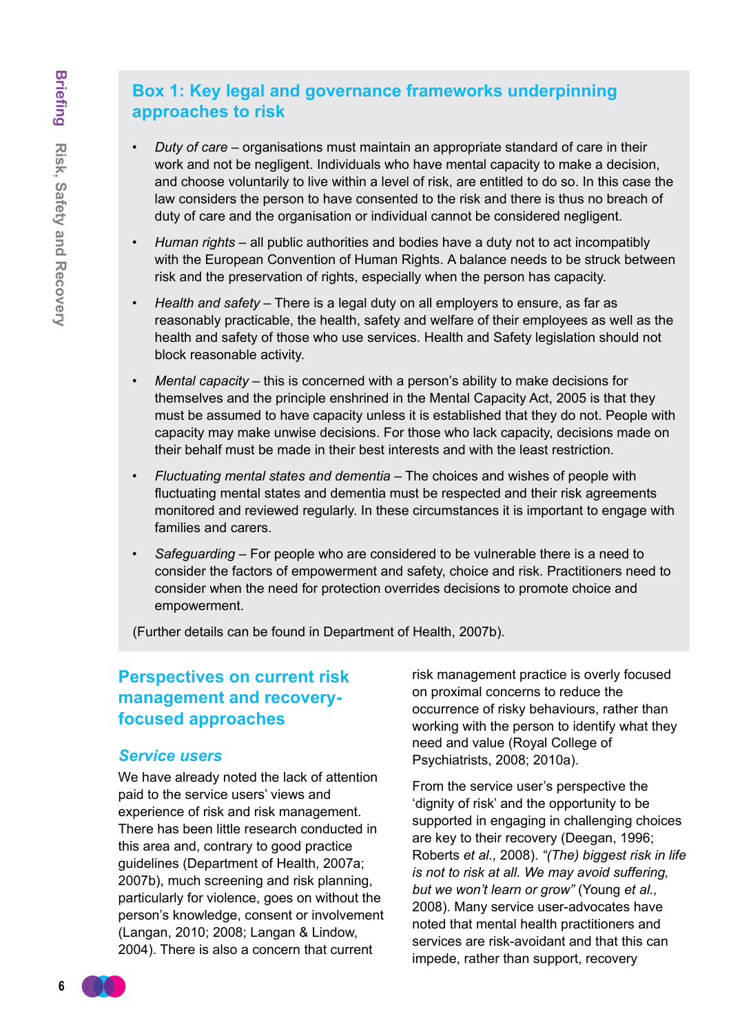## Box 1: Key legal and governance frameworks underpinning approaches to risk

- *Duty of care* – organisations must maintain an appropriate standard of care in their work and not be negligent. Individuals who have mental capacity to make a decision, and choose voluntarily to live within a level of risk, are entitled to do so. In this case the law considers the person to have consented to the risk and there is thus no breach of duty of care and the organisation or individual cannot be considered negligent.
- *Human rights* – all public authorities and bodies have a duty not to act incompatibly with the European Convention of Human Rights. A balance needs to be struck between risk and the preservation of rights, especially when the person has capacity.
- *Health and safety* – There is a legal duty on all employers to ensure, as far as reasonably practicable, the health, safety and welfare of their employees as well as the health and safety of those who use services. Health and Safety legislation should not block reasonable activity.
- *Mental capacity* – this is concerned with a person's ability to make decisions for themselves and the principle enshrined in the Mental Capacity Act, 2005 is that they must be assumed to have capacity unless it is established that they do not. People with capacity may make unwise decisions. For those who lack capacity, decisions made on their behalf must be made in their best interests and with the least restriction.
- *Fluctuating mental states and dementia* – The choices and wishes of people with fluctuating mental states and dementia must be respected and their risk agreements monitored and reviewed regularly. In these circumstances it is important to engage with families and carers.
- *Safeguarding* – For people who are considered to be vulnerable there is a need to consider the factors of empowerment and safety, choice and risk. Practitioners need to consider when the need for protection overrides decisions to promote choice and empowerment.

(Further details can be found in Department of Health, 2007b).

## Perspectives on current risk management and recovery-focused approaches

### *Service users*

We have already noted the lack of attention paid to the service users' views and experience of risk and risk management. There has been little research conducted in this area and, contrary to good practice guidelines (Department of Health, 2007a; 2007b), much screening and risk planning, particularly for violence, goes on without the person's knowledge, consent or involvement (Langan, 2010; 2008; Langan & Lindow, 2004). There is also a concern that current risk management practice is overly focused on proximal concerns to reduce the occurrence of risky behaviours, rather than working with the person to identify what they need and value (Royal College of Psychiatrists, 2008; 2010a).

From the service user's perspective the 'dignity of risk' and the opportunity to be supported in engaging in challenging choices are key to their recovery (Deegan, 1996; Roberts *et al.*, 2008). *"(The) biggest risk in life is not to risk at all. We may avoid suffering, but we won't learn or grow"* (Young *et al.*, 2008). Many service user-advocates have noted that mental health practitioners and services are risk-avoidant and that this can impede, rather than support, recovery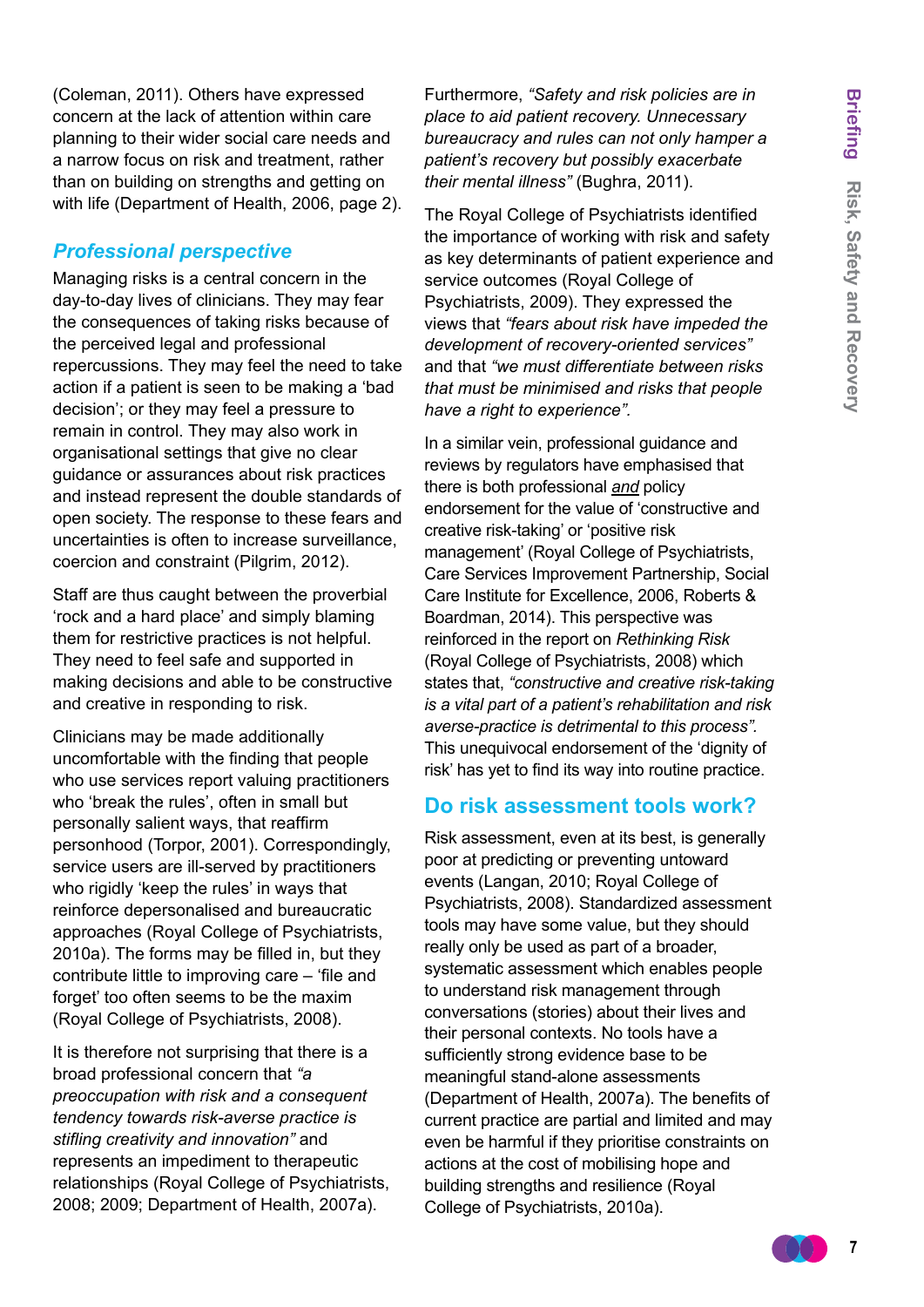(Coleman, 2011). Others have expressed concern at the lack of attention within care planning to their wider social care needs and a narrow focus on risk and treatment, rather than on building on strengths and getting on with life (Department of Health, 2006, page 2).

## *Professional perspective*

Managing risks is a central concern in the day-to-day lives of clinicians. They may fear the consequences of taking risks because of the perceived legal and professional repercussions. They may feel the need to take action if a patient is seen to be making a 'bad decision'; or they may feel a pressure to remain in control. They may also work in organisational settings that give no clear guidance or assurances about risk practices and instead represent the double standards of open society. The response to these fears and uncertainties is often to increase surveillance, coercion and constraint (Pilgrim, 2012).

Staff are thus caught between the proverbial 'rock and a hard place' and simply blaming them for restrictive practices is not helpful. They need to feel safe and supported in making decisions and able to be constructive and creative in responding to risk.

Clinicians may be made additionally uncomfortable with the finding that people who use services report valuing practitioners who 'break the rules', often in small but personally salient ways, that reaffirm personhood (Torpor, 2001). Correspondingly, service users are ill-served by practitioners who rigidly 'keep the rules' in ways that reinforce depersonalised and bureaucratic approaches (Royal College of Psychiatrists, 2010a). The forms may be filled in, but they contribute little to improving care – 'file and forget' too often seems to be the maxim (Royal College of Psychiatrists, 2008).

It is therefore not surprising that there is a broad professional concern that *"a preoccupation with risk and a consequent tendency towards risk-averse practice is stifling creativity and innovation"* and represents an impediment to therapeutic relationships (Royal College of Psychiatrists, 2008; 2009; Department of Health, 2007a).

Furthermore, *"Safety and risk policies are in place to aid patient recovery. Unnecessary bureaucracy and rules can not only hamper a patient's recovery but possibly exacerbate their mental illness"* (Bughra, 2011).

The Royal College of Psychiatrists identified the importance of working with risk and safety as key determinants of patient experience and service outcomes (Royal College of Psychiatrists, 2009). They expressed the views that *"fears about risk have impeded the development of recovery-oriented services"* and that *"we must differentiate between risks that must be minimised and risks that people have a right to experience".*

In a similar vein, professional guidance and reviews by regulators have emphasised that there is both professional *and* policy endorsement for the value of 'constructive and creative risk-taking' or 'positive risk management' (Royal College of Psychiatrists, Care Services Improvement Partnership, Social Care Institute for Excellence, 2006, Roberts & Boardman, 2014). This perspective was reinforced in the report on *Rethinking Risk* (Royal College of Psychiatrists, 2008) which states that, *"constructive and creative risk-taking is a vital part of a patient's rehabilitation and risk averse-practice is detrimental to this process".* This unequivocal endorsement of the 'dignity of risk' has yet to find its way into routine practice.

## Do risk assessment tools work?

Risk assessment, even at its best, is generally poor at predicting or preventing untoward events (Langan, 2010; Royal College of Psychiatrists, 2008). Standardized assessment tools may have some value, but they should really only be used as part of a broader, systematic assessment which enables people to understand risk management through conversations (stories) about their lives and their personal contexts. No tools have a sufficiently strong evidence base to be meaningful stand-alone assessments (Department of Health, 2007a). The benefits of current practice are partial and limited and may even be harmful if they prioritise constraints on actions at the cost of mobilising hope and building strengths and resilience (Royal College of Psychiatrists, 2010a).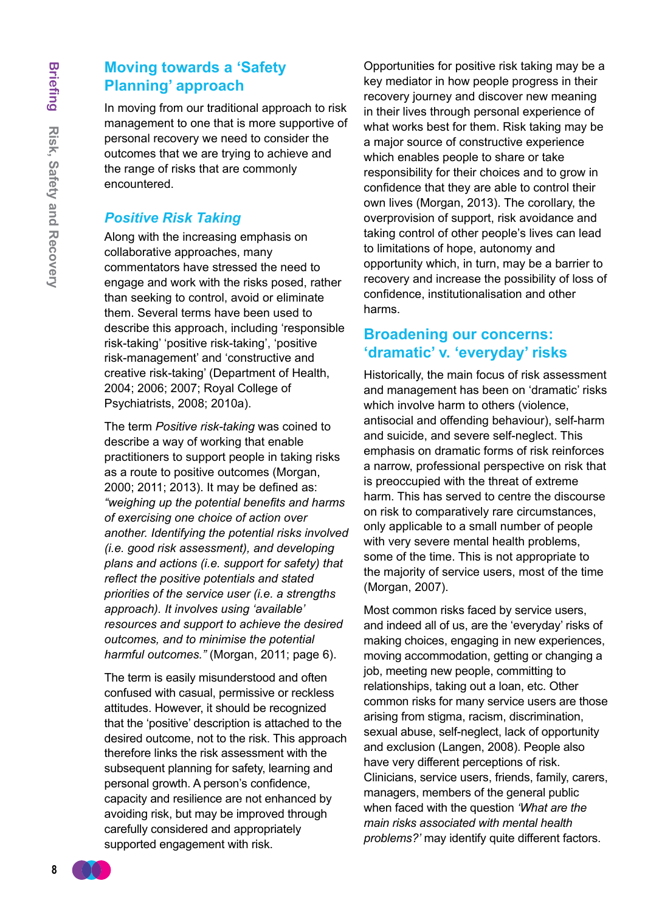## Moving towards a 'Safety Planning' approach

In moving from our traditional approach to risk management to one that is more supportive of personal recovery we need to consider the outcomes that we are trying to achieve and the range of risks that are commonly encountered.

### *Positive Risk Taking*

Along with the increasing emphasis on collaborative approaches, many commentators have stressed the need to engage and work with the risks posed, rather than seeking to control, avoid or eliminate them. Several terms have been used to describe this approach, including 'responsible risk-taking' 'positive risk-taking', 'positive risk-management' and 'constructive and creative risk-taking' (Department of Health, 2004; 2006; 2007; Royal College of Psychiatrists, 2008; 2010a).

The term *Positive risk-taking* was coined to describe a way of working that enable practitioners to support people in taking risks as a route to positive outcomes (Morgan, 2000; 2011; 2013). It may be defined as: *"weighing up the potential benefits and harms of exercising one choice of action over another. Identifying the potential risks involved (i.e. good risk assessment), and developing plans and actions (i.e. support for safety) that reflect the positive potentials and stated priorities of the service user (i.e. a strengths approach). It involves using 'available' resources and support to achieve the desired outcomes, and to minimise the potential harmful outcomes."* (Morgan, 2011; page 6).

The term is easily misunderstood and often confused with casual, permissive or reckless attitudes. However, it should be recognized that the 'positive' description is attached to the desired outcome, not to the risk. This approach therefore links the risk assessment with the subsequent planning for safety, learning and personal growth. A person's confidence, capacity and resilience are not enhanced by avoiding risk, but may be improved through carefully considered and appropriately supported engagement with risk.

Opportunities for positive risk taking may be a key mediator in how people progress in their recovery journey and discover new meaning in their lives through personal experience of what works best for them. Risk taking may be a major source of constructive experience which enables people to share or take responsibility for their choices and to grow in confidence that they are able to control their own lives (Morgan, 2013). The corollary, the overprovision of support, risk avoidance and taking control of other people's lives can lead to limitations of hope, autonomy and opportunity which, in turn, may be a barrier to recovery and increase the possibility of loss of confidence, institutionalisation and other harms.

## Broadening our concerns: 'dramatic' v. 'everyday' risks

Historically, the main focus of risk assessment and management has been on 'dramatic' risks which involve harm to others (violence, antisocial and offending behaviour), self-harm and suicide, and severe self-neglect. This emphasis on dramatic forms of risk reinforces a narrow, professional perspective on risk that is preoccupied with the threat of extreme harm. This has served to centre the discourse on risk to comparatively rare circumstances, only applicable to a small number of people with very severe mental health problems, some of the time. This is not appropriate to the majority of service users, most of the time (Morgan, 2007).

Most common risks faced by service users, and indeed all of us, are the 'everyday' risks of making choices, engaging in new experiences, moving accommodation, getting or changing a job, meeting new people, committing to relationships, taking out a loan, etc. Other common risks for many service users are those arising from stigma, racism, discrimination, sexual abuse, self-neglect, lack of opportunity and exclusion (Langen, 2008). People also have very different perceptions of risk. Clinicians, service users, friends, family, carers, managers, members of the general public when faced with the question *'What are the main risks associated with mental health problems?'* may identify quite different factors.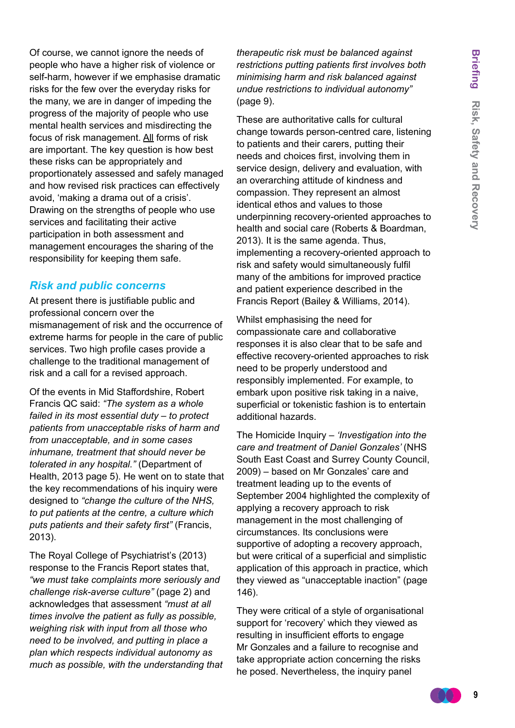Of course, we cannot ignore the needs of people who have a higher risk of violence or self-harm, however if we emphasise dramatic risks for the few over the everyday risks for the many, we are in danger of impeding the progress of the majority of people who use mental health services and misdirecting the focus of risk management. All forms of risk are important. The key question is how best these risks can be appropriately and proportionately assessed and safely managed and how revised risk practices can effectively avoid, 'making a drama out of a crisis'. Drawing on the strengths of people who use services and facilitating their active participation in both assessment and management encourages the sharing of the responsibility for keeping them safe.

## Risk and public concerns

At present there is justifiable public and professional concern over the mismanagement of risk and the occurrence of extreme harms for people in the care of public services. Two high profile cases provide a challenge to the traditional management of risk and a call for a revised approach.

Of the events in Mid Staffordshire, Robert Francis QC said: *"The system as a whole failed in its most essential duty – to protect patients from unacceptable risks of harm and from unacceptable, and in some cases inhumane, treatment that should never be tolerated in any hospital."* (Department of Health, 2013 page 5). He went on to state that the key recommendations of his inquiry were designed to *"change the culture of the NHS, to put patients at the centre, a culture which puts patients and their safety first"* (Francis, 2013).

The Royal College of Psychiatrist's (2013) response to the Francis Report states that, *"we must take complaints more seriously and challenge risk-averse culture"* (page 2) and acknowledges that assessment *"must at all times involve the patient as fully as possible, weighing risk with input from all those who need to be involved, and putting in place a plan which respects individual autonomy as much as possible, with the understanding that therapeutic risk must be balanced against restrictions putting patients first involves both minimising harm and risk balanced against undue restrictions to individual autonomy"* (page 9).

These are authoritative calls for cultural change towards person-centred care, listening to patients and their carers, putting their needs and choices first, involving them in service design, delivery and evaluation, with an overarching attitude of kindness and compassion. They represent an almost identical ethos and values to those underpinning recovery-oriented approaches to health and social care (Roberts & Boardman, 2013). It is the same agenda. Thus, implementing a recovery-oriented approach to risk and safety would simultaneously fulfil many of the ambitions for improved practice and patient experience described in the Francis Report (Bailey & Williams, 2014).

Whilst emphasising the need for compassionate care and collaborative responses it is also clear that to be safe and effective recovery-oriented approaches to risk need to be properly understood and responsibly implemented. For example, to embark upon positive risk taking in a naive, superficial or tokenistic fashion is to entertain additional hazards.

The Homicide Inquiry – *'Investigation into the care and treatment of Daniel Gonzales'* (NHS South East Coast and Surrey County Council, 2009) – based on Mr Gonzales' care and treatment leading up to the events of September 2004 highlighted the complexity of applying a recovery approach to risk management in the most challenging of circumstances. Its conclusions were supportive of adopting a recovery approach, but were critical of a superficial and simplistic application of this approach in practice, which they viewed as "unacceptable inaction" (page 146).

They were critical of a style of organisational support for 'recovery' which they viewed as resulting in insufficient efforts to engage Mr Gonzales and a failure to recognise and take appropriate action concerning the risks he posed. Nevertheless, the inquiry panel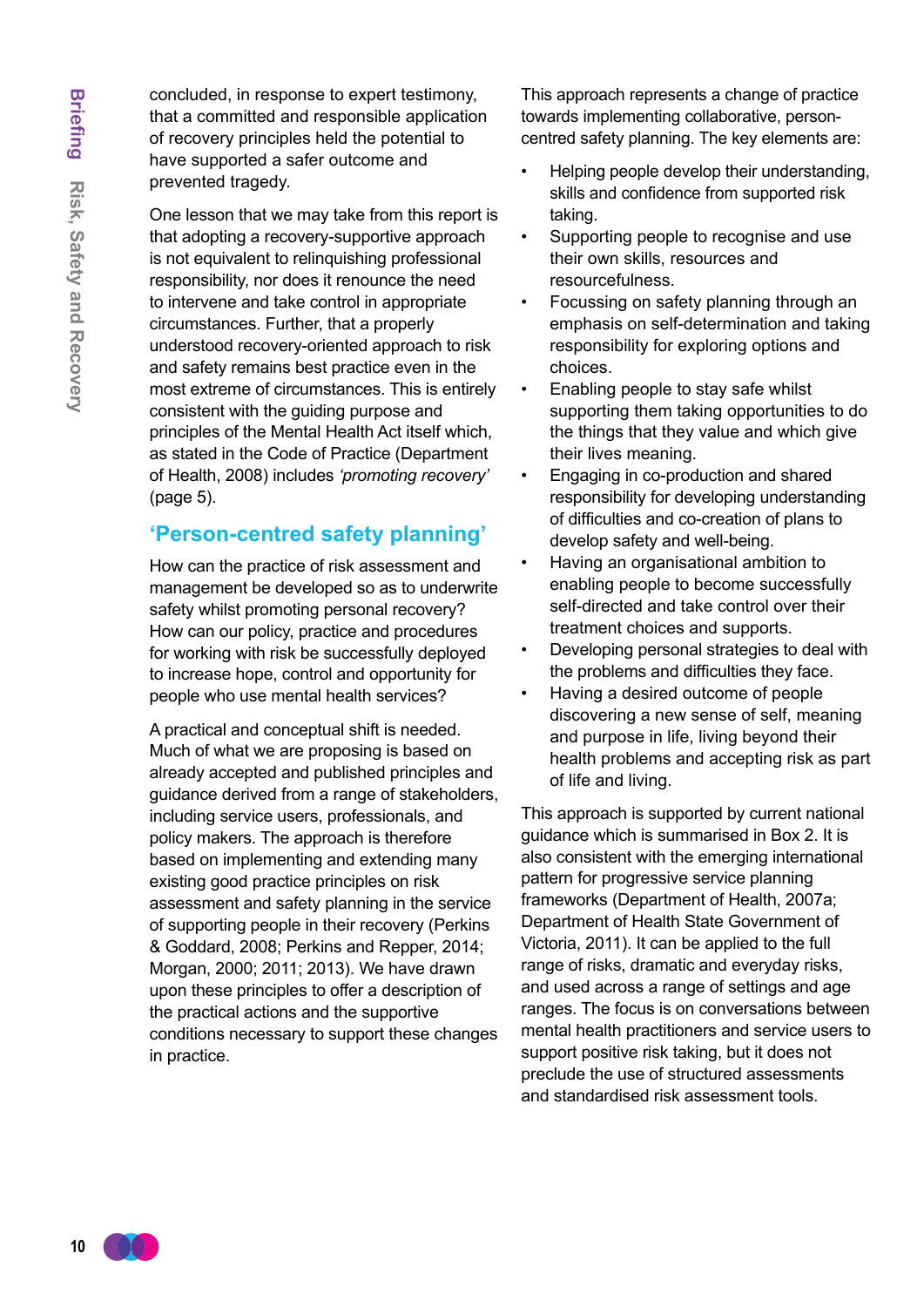concluded, in response to expert testimony, that a committed and responsible application of recovery principles held the potential to have supported a safer outcome and prevented tragedy.

One lesson that we may take from this report is that adopting a recovery-supportive approach is not equivalent to relinquishing professional responsibility, nor does it renounce the need to intervene and take control in appropriate circumstances. Further, that a properly understood recovery-oriented approach to risk and safety remains best practice even in the most extreme of circumstances. This is entirely consistent with the guiding purpose and principles of the Mental Health Act itself which, as stated in the Code of Practice (Department of Health, 2008) includes *'promoting recovery'* (page 5).

## 'Person-centred safety planning'

How can the practice of risk assessment and management be developed so as to underwrite safety whilst promoting personal recovery? How can our policy, practice and procedures for working with risk be successfully deployed to increase hope, control and opportunity for people who use mental health services?

A practical and conceptual shift is needed. Much of what we are proposing is based on already accepted and published principles and guidance derived from a range of stakeholders, including service users, professionals, and policy makers. The approach is therefore based on implementing and extending many existing good practice principles on risk assessment and safety planning in the service of supporting people in their recovery (Perkins & Goddard, 2008; Perkins and Repper, 2014; Morgan, 2000; 2011; 2013). We have drawn upon these principles to offer a description of the practical actions and the supportive conditions necessary to support these changes in practice.

This approach represents a change of practice towards implementing collaborative, person-centred safety planning. The key elements are:

- Helping people develop their understanding, skills and confidence from supported risk taking.
- Supporting people to recognise and use their own skills, resources and resourcefulness.
- Focussing on safety planning through an emphasis on self-determination and taking responsibility for exploring options and choices.
- Enabling people to stay safe whilst supporting them taking opportunities to do the things that they value and which give their lives meaning.
- Engaging in co-production and shared responsibility for developing understanding of difficulties and co-creation of plans to develop safety and well-being.
- Having an organisational ambition to enabling people to become successfully self-directed and take control over their treatment choices and supports.
- Developing personal strategies to deal with the problems and difficulties they face.
- Having a desired outcome of people discovering a new sense of self, meaning and purpose in life, living beyond their health problems and accepting risk as part of life and living.

This approach is supported by current national guidance which is summarised in Box 2. It is also consistent with the emerging international pattern for progressive service planning frameworks (Department of Health, 2007a; Department of Health State Government of Victoria, 2011). It can be applied to the full range of risks, dramatic and everyday risks, and used across a range of settings and age ranges. The focus is on conversations between mental health practitioners and service users to support positive risk taking, but it does not preclude the use of structured assessments and standardised risk assessment tools.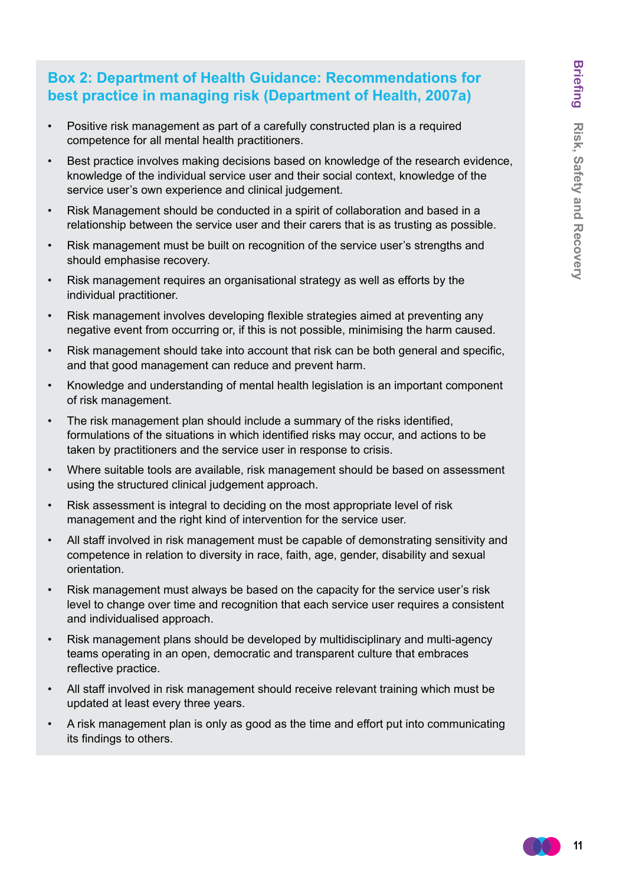### Box 2: Department of Health Guidance: Recommendations for best practice in managing risk (Department of Health, 2007a)

- Positive risk management as part of a carefully constructed plan is a required competence for all mental health practitioners.
- Best practice involves making decisions based on knowledge of the research evidence, knowledge of the individual service user and their social context, knowledge of the service user's own experience and clinical judgement.
- Risk Management should be conducted in a spirit of collaboration and based in a relationship between the service user and their carers that is as trusting as possible.
- Risk management must be built on recognition of the service user's strengths and should emphasise recovery.
- Risk management requires an organisational strategy as well as efforts by the individual practitioner.
- Risk management involves developing flexible strategies aimed at preventing any negative event from occurring or, if this is not possible, minimising the harm caused.
- Risk management should take into account that risk can be both general and specific, and that good management can reduce and prevent harm.
- Knowledge and understanding of mental health legislation is an important component of risk management.
- The risk management plan should include a summary of the risks identified, formulations of the situations in which identified risks may occur, and actions to be taken by practitioners and the service user in response to crisis.
- Where suitable tools are available, risk management should be based on assessment using the structured clinical judgement approach.
- Risk assessment is integral to deciding on the most appropriate level of risk management and the right kind of intervention for the service user.
- All staff involved in risk management must be capable of demonstrating sensitivity and competence in relation to diversity in race, faith, age, gender, disability and sexual orientation.
- Risk management must always be based on the capacity for the service user's risk level to change over time and recognition that each service user requires a consistent and individualised approach.
- Risk management plans should be developed by multidisciplinary and multi-agency teams operating in an open, democratic and transparent culture that embraces reflective practice.
- All staff involved in risk management should receive relevant training which must be updated at least every three years.
- A risk management plan is only as good as the time and effort put into communicating its findings to others.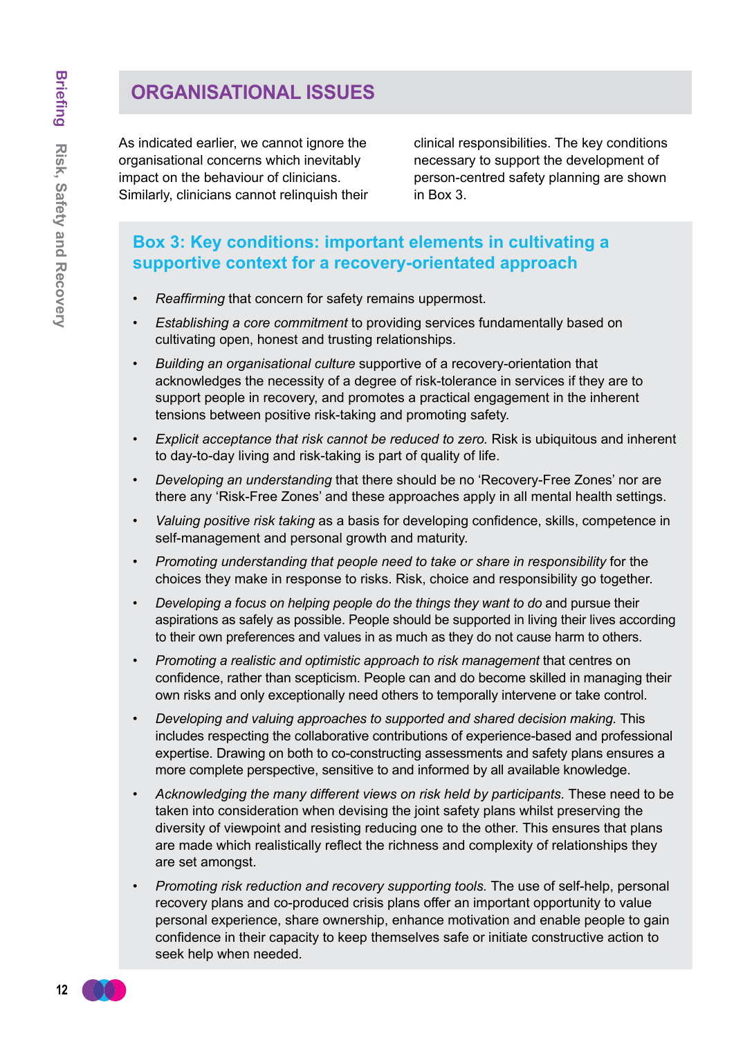## ORGANISATIONAL ISSUES

As indicated earlier, we cannot ignore the organisational concerns which inevitably impact on the behaviour of clinicians. Similarly, clinicians cannot relinquish their clinical responsibilities. The key conditions necessary to support the development of person-centred safety planning are shown in Box 3.

### Box 3: Key conditions: important elements in cultivating a supportive context for a recovery-orientated approach

- *Reaffirming* that concern for safety remains uppermost.
- *Establishing a core commitment* to providing services fundamentally based on cultivating open, honest and trusting relationships.
- *Building an organisational culture* supportive of a recovery-orientation that acknowledges the necessity of a degree of risk-tolerance in services if they are to support people in recovery, and promotes a practical engagement in the inherent tensions between positive risk-taking and promoting safety.
- *Explicit acceptance that risk cannot be reduced to zero.* Risk is ubiquitous and inherent to day-to-day living and risk-taking is part of quality of life.
- *Developing an understanding* that there should be no 'Recovery-Free Zones' nor are there any 'Risk-Free Zones' and these approaches apply in all mental health settings.
- *Valuing positive risk taking* as a basis for developing confidence, skills, competence in self-management and personal growth and maturity.
- *Promoting understanding that people need to take or share in responsibility* for the choices they make in response to risks. Risk, choice and responsibility go together.
- *Developing a focus on helping people do the things they want to do* and pursue their aspirations as safely as possible. People should be supported in living their lives according to their own preferences and values in as much as they do not cause harm to others.
- *Promoting a realistic and optimistic approach to risk management* that centres on confidence, rather than scepticism. People can and do become skilled in managing their own risks and only exceptionally need others to temporally intervene or take control.
- *Developing and valuing approaches to supported and shared decision making.* This includes respecting the collaborative contributions of experience-based and professional expertise. Drawing on both to co-constructing assessments and safety plans ensures a more complete perspective, sensitive to and informed by all available knowledge.
- *Acknowledging the many different views on risk held by participants.* These need to be taken into consideration when devising the joint safety plans whilst preserving the diversity of viewpoint and resisting reducing one to the other. This ensures that plans are made which realistically reflect the richness and complexity of relationships they are set amongst.
- *Promoting risk reduction and recovery supporting tools.* The use of self-help, personal recovery plans and co-produced crisis plans offer an important opportunity to value personal experience, share ownership, enhance motivation and enable people to gain confidence in their capacity to keep themselves safe or initiate constructive action to seek help when needed.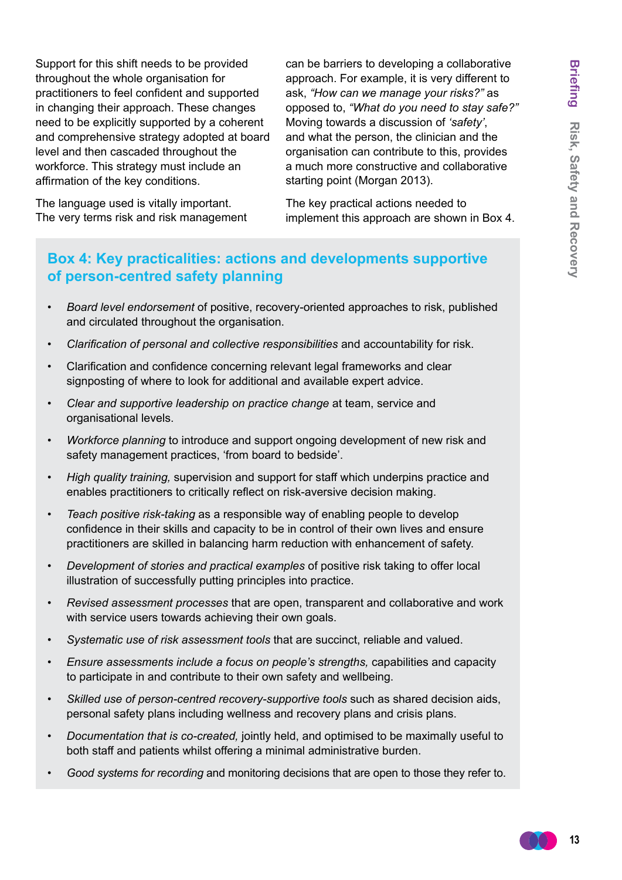Support for this shift needs to be provided throughout the whole organisation for practitioners to feel confident and supported in changing their approach. These changes need to be explicitly supported by a coherent and comprehensive strategy adopted at board level and then cascaded throughout the workforce. This strategy must include an affirmation of the key conditions.

The language used is vitally important. The very terms risk and risk management can be barriers to developing a collaborative approach. For example, it is very different to ask, *"How can we manage your risks?"* as opposed to, *"What do you need to stay safe?"* Moving towards a discussion of *'safety'*, and what the person, the clinician and the organisation can contribute to this, provides a much more constructive and collaborative starting point (Morgan 2013).

The key practical actions needed to implement this approach are shown in Box 4.

### Box 4: Key practicalities: actions and developments supportive of person-centred safety planning

- *Board level endorsement* of positive, recovery-oriented approaches to risk, published and circulated throughout the organisation.
- *Clarification of personal and collective responsibilities* and accountability for risk.
- Clarification and confidence concerning relevant legal frameworks and clear signposting of where to look for additional and available expert advice.
- *Clear and supportive leadership on practice change* at team, service and organisational levels.
- *Workforce planning* to introduce and support ongoing development of new risk and safety management practices, 'from board to bedside'.
- *High quality training,* supervision and support for staff which underpins practice and enables practitioners to critically reflect on risk-aversive decision making.
- *Teach positive risk-taking* as a responsible way of enabling people to develop confidence in their skills and capacity to be in control of their own lives and ensure practitioners are skilled in balancing harm reduction with enhancement of safety.
- *Development of stories and practical examples* of positive risk taking to offer local illustration of successfully putting principles into practice.
- *Revised assessment processes* that are open, transparent and collaborative and work with service users towards achieving their own goals.
- *Systematic use of risk assessment tools* that are succinct, reliable and valued.
- *Ensure assessments include a focus on people's strengths,* capabilities and capacity to participate in and contribute to their own safety and wellbeing.
- *Skilled use of person-centred recovery-supportive tools* such as shared decision aids, personal safety plans including wellness and recovery plans and crisis plans.
- *Documentation that is co-created,* jointly held, and optimised to be maximally useful to both staff and patients whilst offering a minimal administrative burden.
- *Good systems for recording* and monitoring decisions that are open to those they refer to.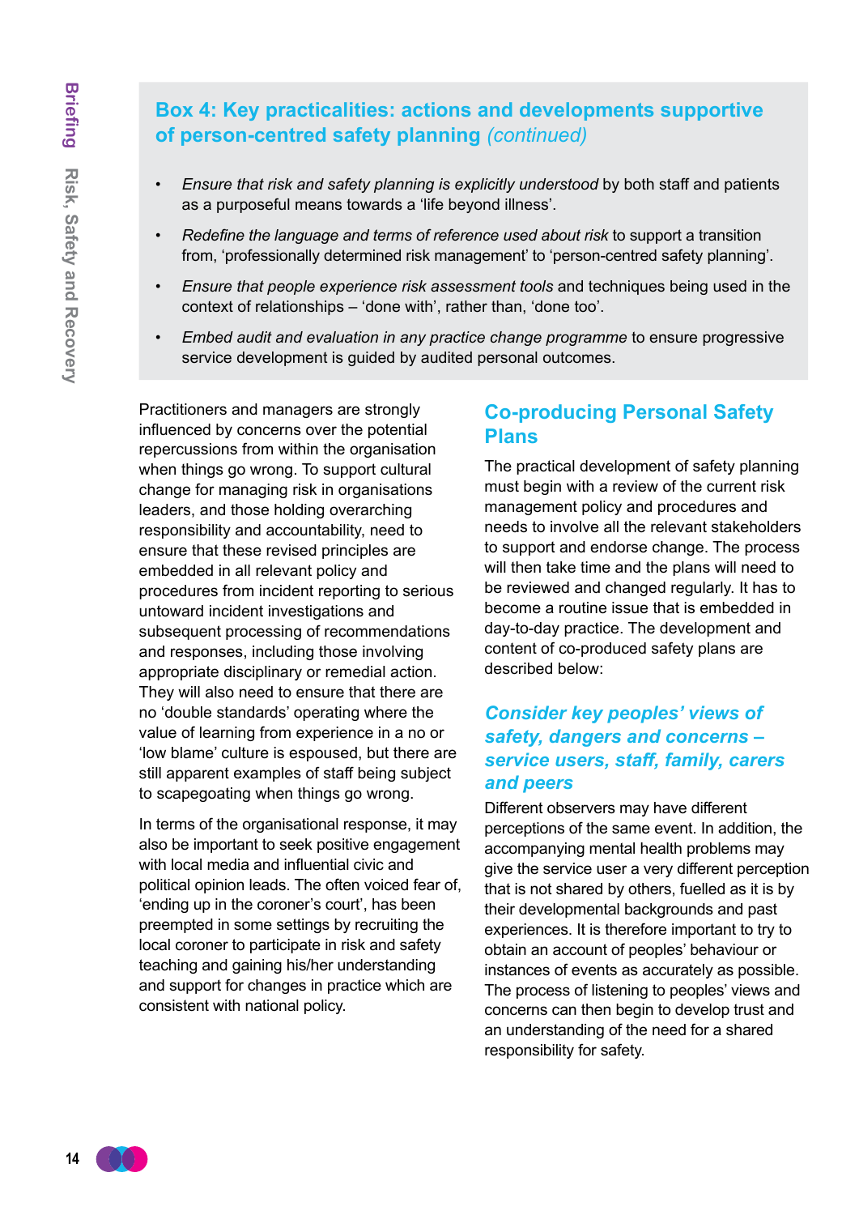## Box 4: Key practicalities: actions and developments supportive of person-centred safety planning *(continued)*

- *Ensure that risk and safety planning is explicitly understood* by both staff and patients as a purposeful means towards a 'life beyond illness'.
- *Redefine the language and terms of reference used about risk* to support a transition from, 'professionally determined risk management' to 'person-centred safety planning'.
- *Ensure that people experience risk assessment tools* and techniques being used in the context of relationships – 'done with', rather than, 'done too'.
- *Embed audit and evaluation in any practice change programme* to ensure progressive service development is guided by audited personal outcomes.

Practitioners and managers are strongly influenced by concerns over the potential repercussions from within the organisation when things go wrong. To support cultural change for managing risk in organisations leaders, and those holding overarching responsibility and accountability, need to ensure that these revised principles are embedded in all relevant policy and procedures from incident reporting to serious untoward incident investigations and subsequent processing of recommendations and responses, including those involving appropriate disciplinary or remedial action. They will also need to ensure that there are no 'double standards' operating where the value of learning from experience in a no or 'low blame' culture is espoused, but there are still apparent examples of staff being subject to scapegoating when things go wrong.

In terms of the organisational response, it may also be important to seek positive engagement with local media and influential civic and political opinion leads. The often voiced fear of, 'ending up in the coroner's court', has been preempted in some settings by recruiting the local coroner to participate in risk and safety teaching and gaining his/her understanding and support for changes in practice which are consistent with national policy.

## Co-producing Personal Safety Plans

The practical development of safety planning must begin with a review of the current risk management policy and procedures and needs to involve all the relevant stakeholders to support and endorse change. The process will then take time and the plans will need to be reviewed and changed regularly. It has to become a routine issue that is embedded in day-to-day practice. The development and content of co-produced safety plans are described below:

### *Consider key peoples' views of safety, dangers and concerns – service users, staff, family, carers and peers*

Different observers may have different perceptions of the same event. In addition, the accompanying mental health problems may give the service user a very different perception that is not shared by others, fuelled as it is by their developmental backgrounds and past experiences. It is therefore important to try to obtain an account of peoples' behaviour or instances of events as accurately as possible. The process of listening to peoples' views and concerns can then begin to develop trust and an understanding of the need for a shared responsibility for safety.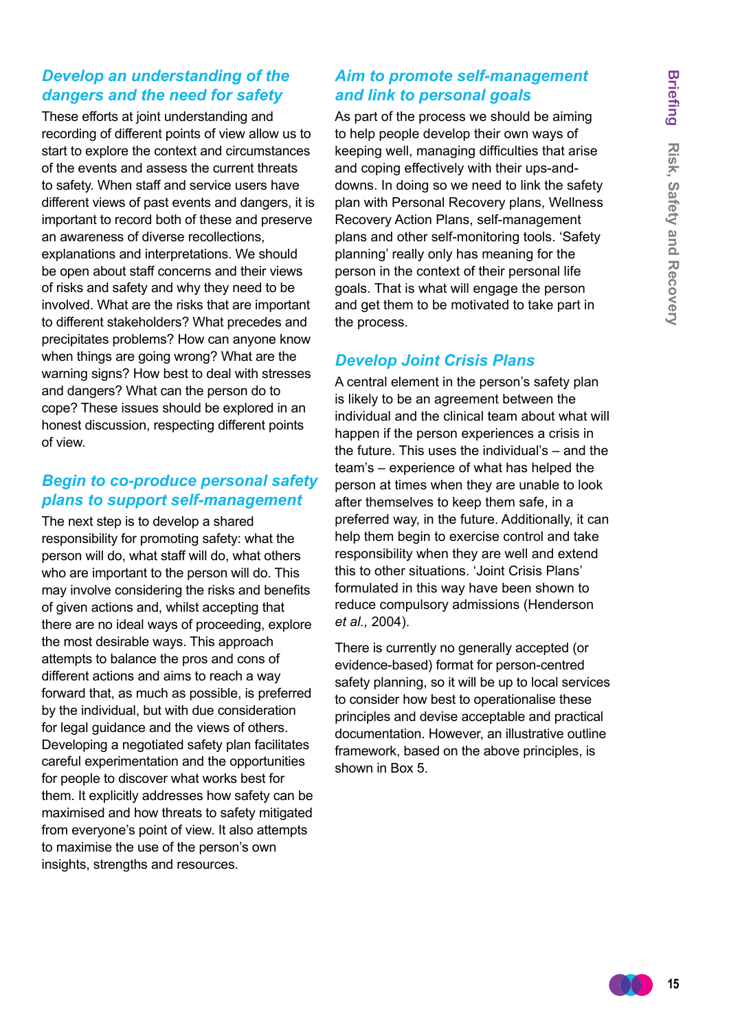### *Develop an understanding of the dangers and the need for safety*

These efforts at joint understanding and recording of different points of view allow us to start to explore the context and circumstances of the events and assess the current threats to safety. When staff and service users have different views of past events and dangers, it is important to record both of these and preserve an awareness of diverse recollections, explanations and interpretations. We should be open about staff concerns and their views of risks and safety and why they need to be involved. What are the risks that are important to different stakeholders? What precedes and precipitates problems? How can anyone know when things are going wrong? What are the warning signs? How best to deal with stresses and dangers? What can the person do to cope? These issues should be explored in an honest discussion, respecting different points of view.

### *Begin to co-produce personal safety plans to support self-management*

The next step is to develop a shared responsibility for promoting safety: what the person will do, what staff will do, what others who are important to the person will do. This may involve considering the risks and benefits of given actions and, whilst accepting that there are no ideal ways of proceeding, explore the most desirable ways. This approach attempts to balance the pros and cons of different actions and aims to reach a way forward that, as much as possible, is preferred by the individual, but with due consideration for legal guidance and the views of others. Developing a negotiated safety plan facilitates careful experimentation and the opportunities for people to discover what works best for them. It explicitly addresses how safety can be maximised and how threats to safety mitigated from everyone's point of view. It also attempts to maximise the use of the person's own insights, strengths and resources.

### *Aim to promote self-management and link to personal goals*

As part of the process we should be aiming to help people develop their own ways of keeping well, managing difficulties that arise and coping effectively with their ups-and-downs. In doing so we need to link the safety plan with Personal Recovery plans, Wellness Recovery Action Plans, self-management plans and other self-monitoring tools. 'Safety planning' really only has meaning for the person in the context of their personal life goals. That is what will engage the person and get them to be motivated to take part in the process.

### *Develop Joint Crisis Plans*

A central element in the person's safety plan is likely to be an agreement between the individual and the clinical team about what will happen if the person experiences a crisis in the future. This uses the individual's – and the team's – experience of what has helped the person at times when they are unable to look after themselves to keep them safe, in a preferred way, in the future. Additionally, it can help them begin to exercise control and take responsibility when they are well and extend this to other situations. 'Joint Crisis Plans' formulated in this way have been shown to reduce compulsory admissions (Henderson *et al.,* 2004).

There is currently no generally accepted (or evidence-based) format for person-centred safety planning, so it will be up to local services to consider how best to operationalise these principles and devise acceptable and practical documentation. However, an illustrative outline framework, based on the above principles, is shown in Box 5.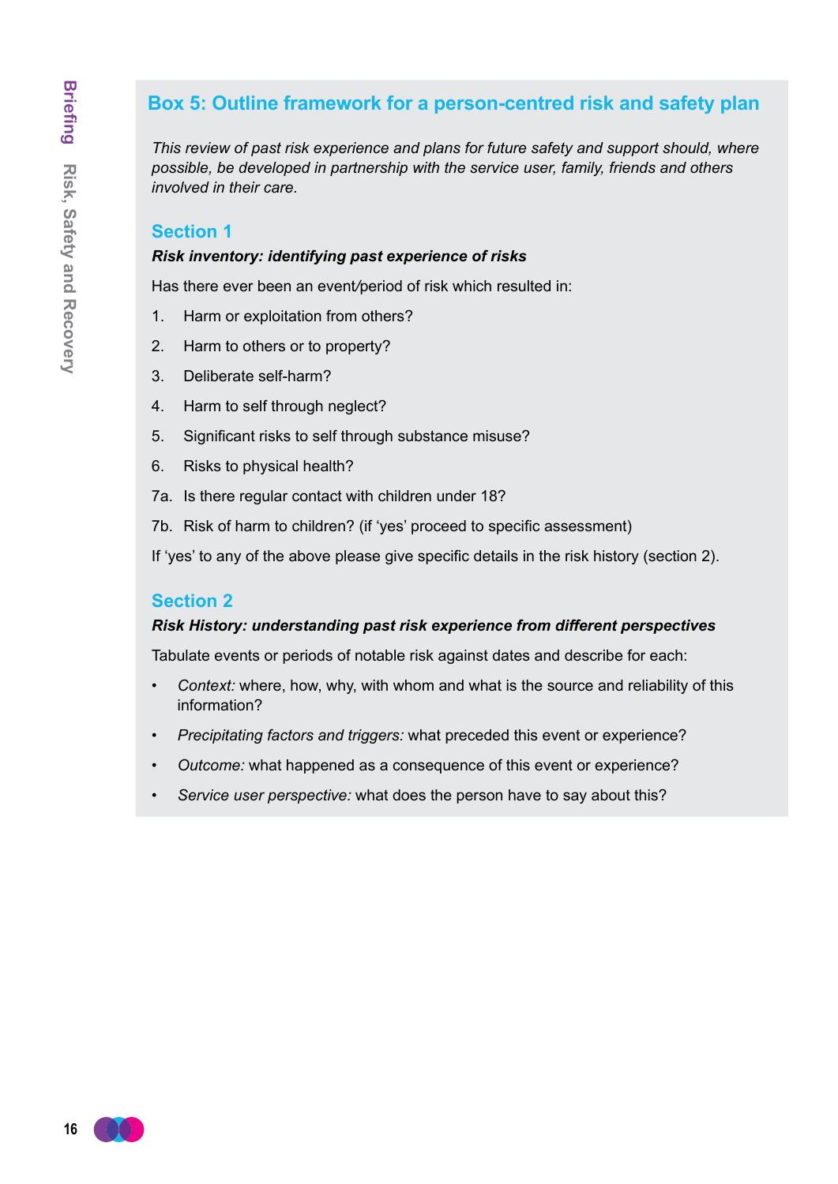## Box 5: Outline framework for a person-centred risk and safety plan

*This review of past risk experience and plans for future safety and support should, where possible, be developed in partnership with the service user, family, friends and others involved in their care.*

### Section 1

***Risk inventory: identifying past experience of risks***

Has there ever been an event/period of risk which resulted in:

1. Harm or exploitation from others?
2. Harm to others or to property?
3. Deliberate self-harm?
4. Harm to self through neglect?
5. Significant risks to self through substance misuse?
6. Risks to physical health?

7a. Is there regular contact with children under 18?

7b. Risk of harm to children? (if 'yes' proceed to specific assessment)

If 'yes' to any of the above please give specific details in the risk history (section 2).

### Section 2

***Risk History: understanding past risk experience from different perspectives***

Tabulate events or periods of notable risk against dates and describe for each:

- *Context:* where, how, why, with whom and what is the source and reliability of this information?
- *Precipitating factors and triggers:* what preceded this event or experience?
- *Outcome:* what happened as a consequence of this event or experience?
- *Service user perspective:* what does the person have to say about this?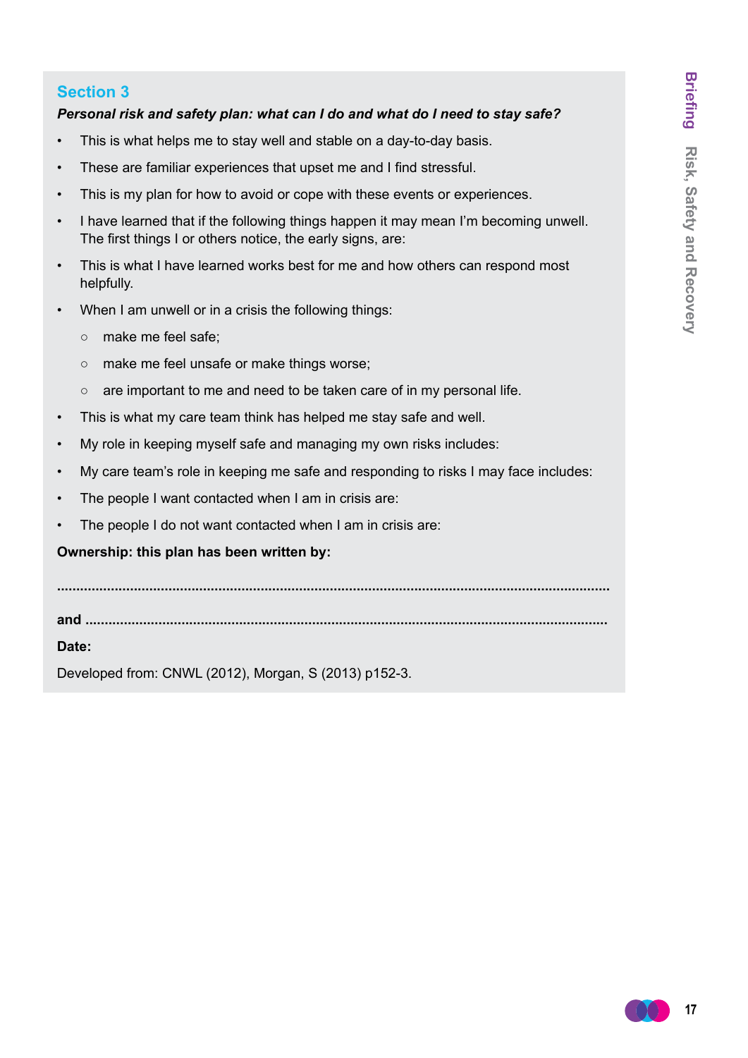## Section 3

***Personal risk and safety plan: what can I do and what do I need to stay safe?***

- This is what helps me to stay well and stable on a day-to-day basis.
- These are familiar experiences that upset me and I find stressful.
- This is my plan for how to avoid or cope with these events or experiences.
- I have learned that if the following things happen it may mean I'm becoming unwell. The first things I or others notice, the early signs, are:
- This is what I have learned works best for me and how others can respond most helpfully.
- When I am unwell or in a crisis the following things:
  - make me feel safe;
  - make me feel unsafe or make things worse;
  - are important to me and need to be taken care of in my personal life.
- This is what my care team think has helped me stay safe and well.
- My role in keeping myself safe and managing my own risks includes:
- My care team's role in keeping me safe and responding to risks I may face includes:
- The people I want contacted when I am in crisis are:
- The people I do not want contacted when I am in crisis are:

**Ownership: this plan has been written by:**

**..............................................................................................................................................**

**and ......................................................................................................................................**

**Date:**

Developed from: CNWL (2012), Morgan, S (2013) p152-3.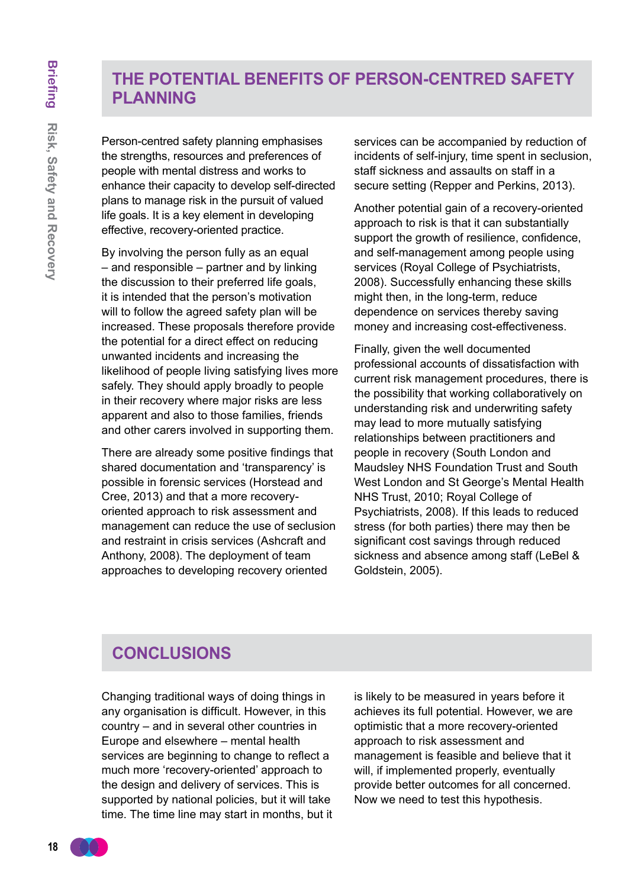## THE POTENTIAL BENEFITS OF PERSON-CENTRED SAFETY PLANNING

Person-centred safety planning emphasises the strengths, resources and preferences of people with mental distress and works to enhance their capacity to develop self-directed plans to manage risk in the pursuit of valued life goals. It is a key element in developing effective, recovery-oriented practice.

By involving the person fully as an equal – and responsible – partner and by linking the discussion to their preferred life goals, it is intended that the person's motivation will to follow the agreed safety plan will be increased. These proposals therefore provide the potential for a direct effect on reducing unwanted incidents and increasing the likelihood of people living satisfying lives more safely. They should apply broadly to people in their recovery where major risks are less apparent and also to those families, friends and other carers involved in supporting them.

There are already some positive findings that shared documentation and 'transparency' is possible in forensic services (Horstead and Cree, 2013) and that a more recovery-oriented approach to risk assessment and management can reduce the use of seclusion and restraint in crisis services (Ashcraft and Anthony, 2008). The deployment of team approaches to developing recovery oriented services can be accompanied by reduction of incidents of self-injury, time spent in seclusion, staff sickness and assaults on staff in a secure setting (Repper and Perkins, 2013).

Another potential gain of a recovery-oriented approach to risk is that it can substantially support the growth of resilience, confidence, and self-management among people using services (Royal College of Psychiatrists, 2008). Successfully enhancing these skills might then, in the long-term, reduce dependence on services thereby saving money and increasing cost-effectiveness.

Finally, given the well documented professional accounts of dissatisfaction with current risk management procedures, there is the possibility that working collaboratively on understanding risk and underwriting safety may lead to more mutually satisfying relationships between practitioners and people in recovery (South London and Maudsley NHS Foundation Trust and South West London and St George's Mental Health NHS Trust, 2010; Royal College of Psychiatrists, 2008). If this leads to reduced stress (for both parties) there may then be significant cost savings through reduced sickness and absence among staff (LeBel & Goldstein, 2005).

## CONCLUSIONS

Changing traditional ways of doing things in any organisation is difficult. However, in this country – and in several other countries in Europe and elsewhere – mental health services are beginning to change to reflect a much more 'recovery-oriented' approach to the design and delivery of services. This is supported by national policies, but it will take time. The time line may start in months, but it is likely to be measured in years before it achieves its full potential. However, we are optimistic that a more recovery-oriented approach to risk assessment and management is feasible and believe that it will, if implemented properly, eventually provide better outcomes for all concerned. Now we need to test this hypothesis.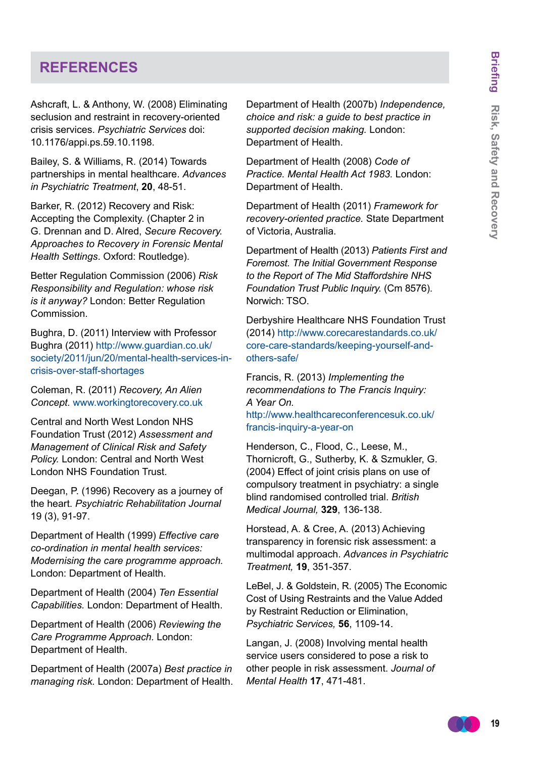## REFERENCES

Ashcraft, L. & Anthony, W. (2008) Eliminating seclusion and restraint in recovery-oriented crisis services. *Psychiatric Services* doi: 10.1176/appi.ps.59.10.1198.

Bailey, S. & Williams, R. (2014) Towards partnerships in mental healthcare. *Advances in Psychiatric Treatment*, **20**, 48-51.

Barker, R. (2012) Recovery and Risk: Accepting the Complexity. (Chapter 2 in G. Drennan and D. Alred, *Secure Recovery. Approaches to Recovery in Forensic Mental Health Settings*. Oxford: Routledge).

Better Regulation Commission (2006) *Risk Responsibility and Regulation: whose risk is it anyway?* London: Better Regulation Commission.

Bughra, D. (2011) Interview with Professor Bughra (2011) http://www.guardian.co.uk/society/2011/jun/20/mental-health-services-in-crisis-over-staff-shortages

Coleman, R. (2011) *Recovery, An Alien Concept*. www.workingtorecovery.co.uk

Central and North West London NHS Foundation Trust (2012) *Assessment and Management of Clinical Risk and Safety Policy.* London: Central and North West London NHS Foundation Trust.

Deegan, P. (1996) Recovery as a journey of the heart. *Psychiatric Rehabilitation Journal* 19 (3), 91-97.

Department of Health (1999) *Effective care co-ordination in mental health services: Modernising the care programme approach.* London: Department of Health.

Department of Health (2004) *Ten Essential Capabilities.* London: Department of Health.

Department of Health (2006) *Reviewing the Care Programme Approach.* London: Department of Health.

Department of Health (2007a) *Best practice in managing risk.* London: Department of Health.

Department of Health (2007b) *Independence, choice and risk: a guide to best practice in supported decision making.* London: Department of Health.

Department of Health (2008) *Code of Practice. Mental Health Act 1983.* London: Department of Health.

Department of Health (2011) *Framework for recovery-oriented practice.* State Department of Victoria, Australia.

Department of Health (2013) *Patients First and Foremost. The Initial Government Response to the Report of The Mid Staffordshire NHS Foundation Trust Public Inquiry.* (Cm 8576). Norwich: TSO.

Derbyshire Healthcare NHS Foundation Trust (2014) http://www.corecarestandards.co.uk/core-care-standards/keeping-yourself-and-others-safe/

Francis, R. (2013) *Implementing the recommendations to The Francis Inquiry: A Year On.* http://www.healthcareconferencesuk.co.uk/francis-inquiry-a-year-on

Henderson, C., Flood, C., Leese, M., Thornicroft, G., Sutherby, K. & Szmukler, G. (2004) Effect of joint crisis plans on use of compulsory treatment in psychiatry: a single blind randomised controlled trial. *British Medical Journal,* **329**, 136-138.

Horstead, A. & Cree, A. (2013) Achieving transparency in forensic risk assessment: a multimodal approach. *Advances in Psychiatric Treatment,* **19**, 351-357.

LeBel, J. & Goldstein, R. (2005) The Economic Cost of Using Restraints and the Value Added by Restraint Reduction or Elimination, *Psychiatric Services,* **56**, 1109-14.

Langan, J. (2008) Involving mental health service users considered to pose a risk to other people in risk assessment. *Journal of Mental Health* **17**, 471-481.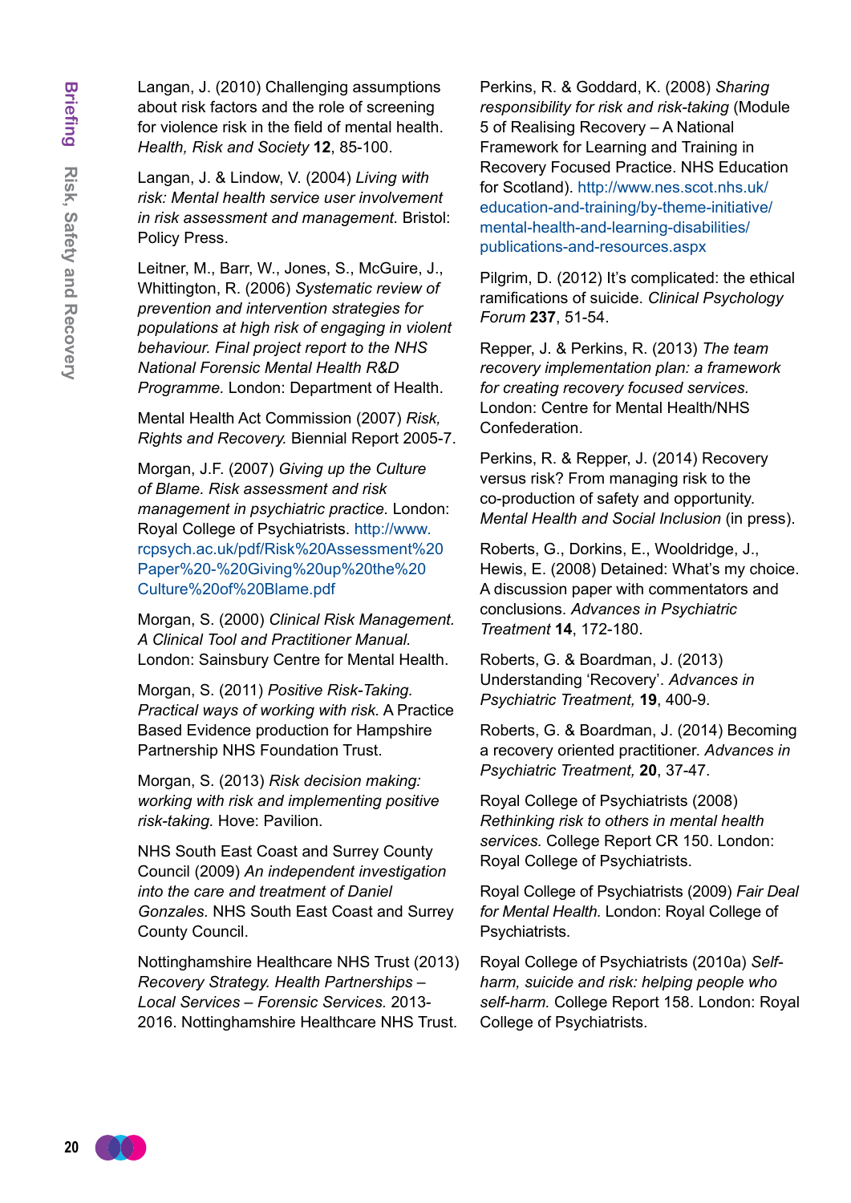Langan, J. (2010) Challenging assumptions about risk factors and the role of screening for violence risk in the field of mental health. *Health, Risk and Society* **12**, 85-100.

Langan, J. & Lindow, V. (2004) *Living with risk: Mental health service user involvement in risk assessment and management.* Bristol: Policy Press.

Leitner, M., Barr, W., Jones, S., McGuire, J., Whittington, R. (2006) *Systematic review of prevention and intervention strategies for populations at high risk of engaging in violent behaviour. Final project report to the NHS National Forensic Mental Health R&D Programme.* London: Department of Health.

Mental Health Act Commission (2007) *Risk, Rights and Recovery.* Biennial Report 2005-7.

Morgan, J.F. (2007) *Giving up the Culture of Blame. Risk assessment and risk management in psychiatric practice.* London: Royal College of Psychiatrists. http://www.rcpsych.ac.uk/pdf/Risk%20Assessment%20Paper%20-%20Giving%20up%20the%20Culture%20of%20Blame.pdf

Morgan, S. (2000) *Clinical Risk Management. A Clinical Tool and Practitioner Manual.* London: Sainsbury Centre for Mental Health.

Morgan, S. (2011) *Positive Risk-Taking. Practical ways of working with risk.* A Practice Based Evidence production for Hampshire Partnership NHS Foundation Trust.

Morgan, S. (2013) *Risk decision making: working with risk and implementing positive risk-taking.* Hove: Pavilion.

NHS South East Coast and Surrey County Council (2009) *An independent investigation into the care and treatment of Daniel Gonzales.* NHS South East Coast and Surrey County Council.

Nottinghamshire Healthcare NHS Trust (2013) *Recovery Strategy. Health Partnerships – Local Services – Forensic Services.* 2013-2016. Nottinghamshire Healthcare NHS Trust.

Perkins, R. & Goddard, K. (2008) *Sharing responsibility for risk and risk-taking* (Module 5 of Realising Recovery – A National Framework for Learning and Training in Recovery Focused Practice. NHS Education for Scotland). http://www.nes.scot.nhs.uk/education-and-training/by-theme-initiative/mental-health-and-learning-disabilities/publications-and-resources.aspx

Pilgrim, D. (2012) It's complicated: the ethical ramifications of suicide. *Clinical Psychology Forum* **237**, 51-54.

Repper, J. & Perkins, R. (2013) *The team recovery implementation plan: a framework for creating recovery focused services.* London: Centre for Mental Health/NHS Confederation.

Perkins, R. & Repper, J. (2014) Recovery versus risk? From managing risk to the co-production of safety and opportunity. *Mental Health and Social Inclusion* (in press).

Roberts, G., Dorkins, E., Wooldridge, J., Hewis, E. (2008) Detained: What's my choice. A discussion paper with commentators and conclusions. *Advances in Psychiatric Treatment* **14**, 172-180.

Roberts, G. & Boardman, J. (2013) Understanding 'Recovery'. *Advances in Psychiatric Treatment,* **19**, 400-9.

Roberts, G. & Boardman, J. (2014) Becoming a recovery oriented practitioner. *Advances in Psychiatric Treatment,* **20**, 37-47.

Royal College of Psychiatrists (2008) *Rethinking risk to others in mental health services.* College Report CR 150. London: Royal College of Psychiatrists.

Royal College of Psychiatrists (2009) *Fair Deal for Mental Health.* London: Royal College of Psychiatrists.

Royal College of Psychiatrists (2010a) *Self-harm, suicide and risk: helping people who self-harm.* College Report 158. London: Royal College of Psychiatrists.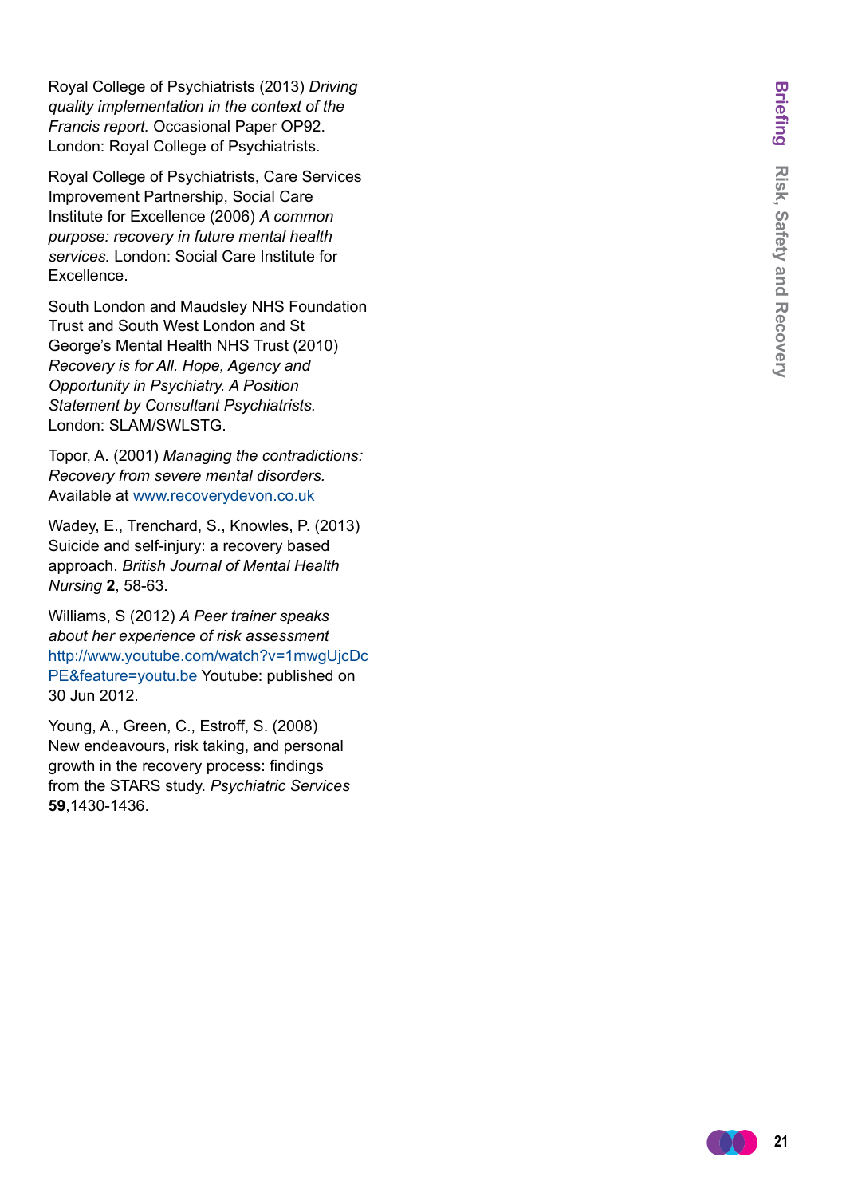Royal College of Psychiatrists (2013) *Driving quality implementation in the context of the Francis report.* Occasional Paper OP92. London: Royal College of Psychiatrists.

Royal College of Psychiatrists, Care Services Improvement Partnership, Social Care Institute for Excellence (2006) *A common purpose: recovery in future mental health services.* London: Social Care Institute for Excellence.

South London and Maudsley NHS Foundation Trust and South West London and St George's Mental Health NHS Trust (2010) *Recovery is for All. Hope, Agency and Opportunity in Psychiatry. A Position Statement by Consultant Psychiatrists.* London: SLAM/SWLSTG.

Topor, A. (2001) *Managing the contradictions: Recovery from severe mental disorders.* Available at www.recoverydevon.co.uk

Wadey, E., Trenchard, S., Knowles, P. (2013) Suicide and self-injury: a recovery based approach. *British Journal of Mental Health Nursing* **2**, 58-63.

Williams, S (2012) *A Peer trainer speaks about her experience of risk assessment* http://www.youtube.com/watch?v=1mwgUjcDcPE&feature=youtu.be Youtube: published on 30 Jun 2012.

Young, A., Green, C., Estroff, S. (2008) New endeavours, risk taking, and personal growth in the recovery process: findings from the STARS study. *Psychiatric Services* **59**,1430-1436.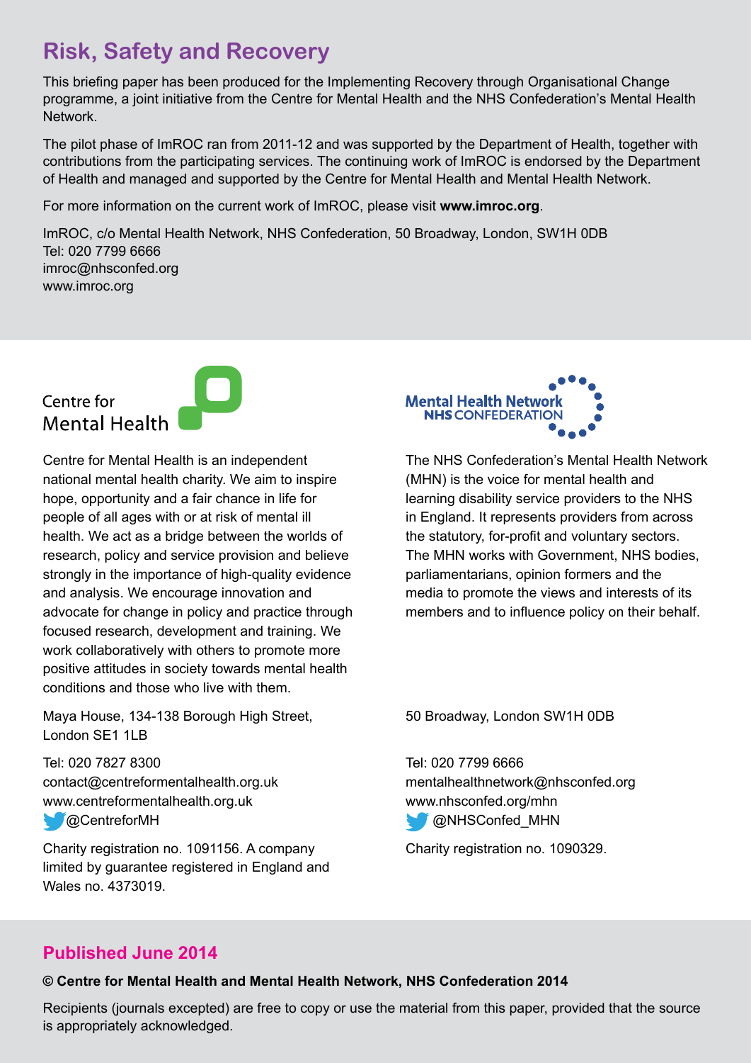## Risk, Safety and Recovery

This briefing paper has been produced for the Implementing Recovery through Organisational Change programme, a joint initiative from the Centre for Mental Health and the NHS Confederation's Mental Health Network.

The pilot phase of ImROC ran from 2011-12 and was supported by the Department of Health, together with contributions from the participating services. The continuing work of ImROC is endorsed by the Department of Health and managed and supported by the Centre for Mental Health and Mental Health Network.

For more information on the current work of ImROC, please visit **www.imroc.org**.

ImROC, c/o Mental Health Network, NHS Confederation, 50 Broadway, London, SW1H 0DB
Tel: 020 7799 6666
imroc@nhsconfed.org
www.imroc.org

Centre for Mental Health

Centre for Mental Health is an independent national mental health charity. We aim to inspire hope, opportunity and a fair chance in life for people of all ages with or at risk of mental ill health. We act as a bridge between the worlds of research, policy and service provision and believe strongly in the importance of high-quality evidence and analysis. We encourage innovation and advocate for change in policy and practice through focused research, development and training. We work collaboratively with others to promote more positive attitudes in society towards mental health conditions and those who live with them.

Maya House, 134-138 Borough High Street, London SE1 1LB

Tel: 020 7827 8300
contact@centreformentalhealth.org.uk
www.centreformentalhealth.org.uk
@CentreforMH

Charity registration no. 1091156. A company limited by guarantee registered in England and Wales no. 4373019.

Mental Health Network
NHS CONFEDERATION

The NHS Confederation's Mental Health Network (MHN) is the voice for mental health and learning disability service providers to the NHS in England. It represents providers from across the statutory, for-profit and voluntary sectors. The MHN works with Government, NHS bodies, parliamentarians, opinion formers and the media to promote the views and interests of its members and to influence policy on their behalf.

50 Broadway, London SW1H 0DB

Tel: 020 7799 6666
mentalhealthnetwork@nhsconfed.org
www.nhsconfed.org/mhn
@NHSConfed_MHN

Charity registration no. 1090329.

### Published June 2014

**© Centre for Mental Health and Mental Health Network, NHS Confederation 2014**

Recipients (journals excepted) are free to copy or use the material from this paper, provided that the source is appropriately acknowledged.